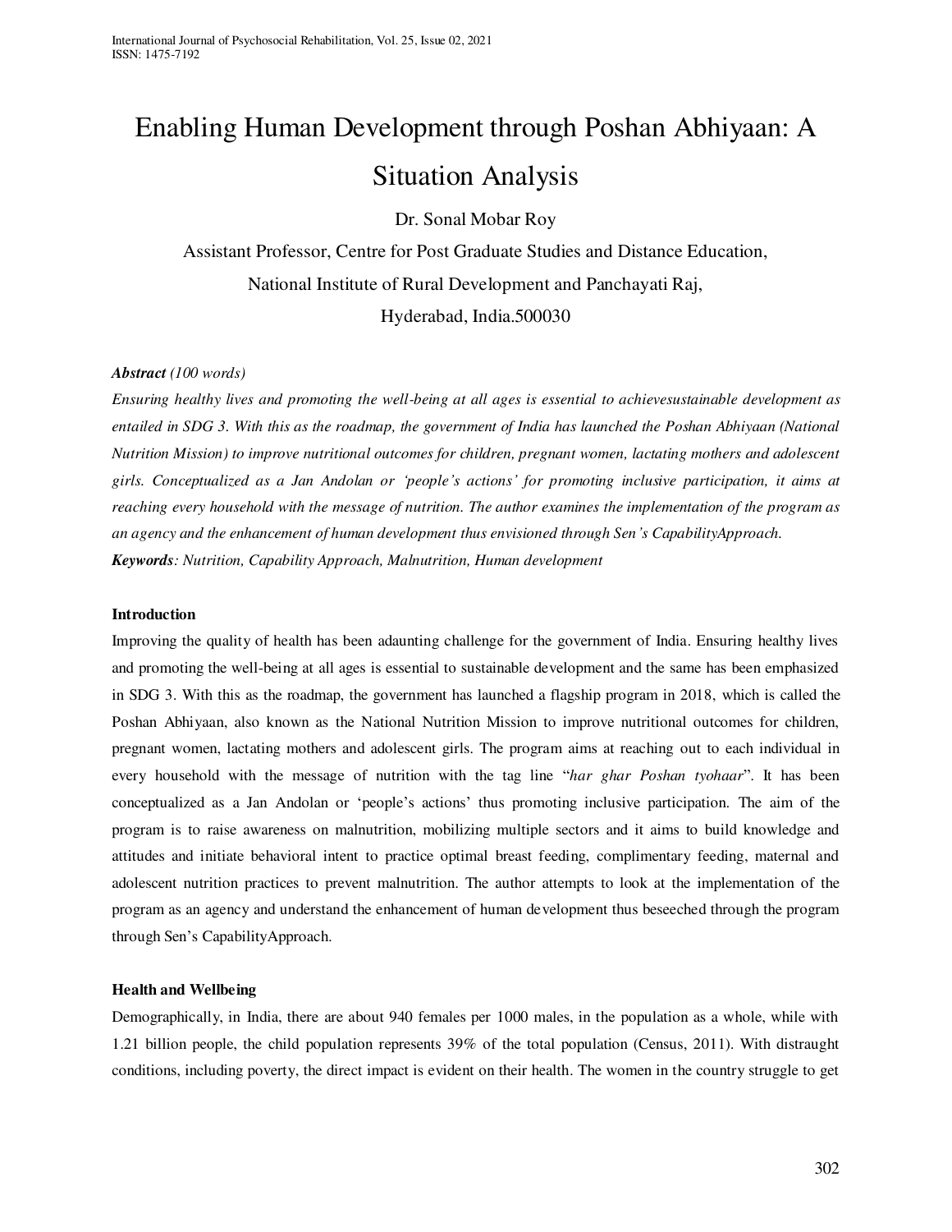# Enabling Human Development through Poshan Abhiyaan: A Situation Analysis

Dr. Sonal Mobar Roy

Assistant Professor, Centre for Post Graduate Studies and Distance Education,

National Institute of Rural Development and Panchayati Raj,

Hyderabad, India.500030

***Abstract*** *(100 words)*

*Ensuring healthy lives and promoting the well-being at all ages is essential to achievesustainable development as entailed in SDG 3. With this as the roadmap, the government of India has launched the Poshan Abhiyaan (National Nutrition Mission) to improve nutritional outcomes for children, pregnant women, lactating mothers and adolescent girls. Conceptualized as a Jan Andolan or 'people's actions' for promoting inclusive participation, it aims at reaching every household with the message of nutrition. The author examines the implementation of the program as an agency and the enhancement of human development thus envisioned through Sen's CapabilityApproach.*

***Keywords****: Nutrition, Capability Approach, Malnutrition, Human development*

**Introduction**

Improving the quality of health has been adaunting challenge for the government of India. Ensuring healthy lives and promoting the well-being at all ages is essential to sustainable development and the same has been emphasized in SDG 3. With this as the roadmap, the government has launched a flagship program in 2018, which is called the Poshan Abhiyaan, also known as the National Nutrition Mission to improve nutritional outcomes for children, pregnant women, lactating mothers and adolescent girls. The program aims at reaching out to each individual in every household with the message of nutrition with the tag line "*har ghar Poshan tyohaar*". It has been conceptualized as a Jan Andolan or 'people's actions' thus promoting inclusive participation. The aim of the program is to raise awareness on malnutrition, mobilizing multiple sectors and it aims to build knowledge and attitudes and initiate behavioral intent to practice optimal breast feeding, complimentary feeding, maternal and adolescent nutrition practices to prevent malnutrition. The author attempts to look at the implementation of the program as an agency and understand the enhancement of human development thus beseeched through the program through Sen's CapabilityApproach.

**Health and Wellbeing**

Demographically, in India, there are about 940 females per 1000 males, in the population as a whole, while with 1.21 billion people, the child population represents 39% of the total population (Census, 2011). With distraught conditions, including poverty, the direct impact is evident on their health. The women in the country struggle to get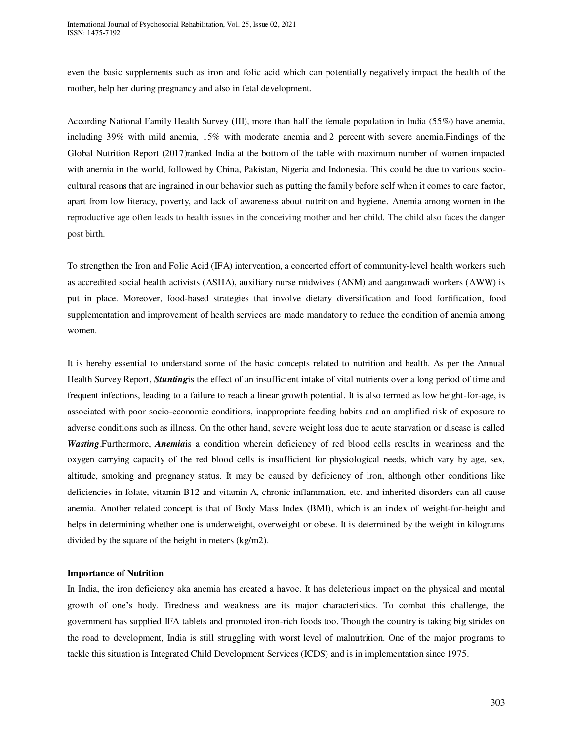even the basic supplements such as iron and folic acid which can potentially negatively impact the health of the mother, help her during pregnancy and also in fetal development.

According National Family Health Survey (III), more than half the female population in India (55%) have anemia, including 39% with mild anemia, 15% with moderate anemia and 2 percent with severe anemia.Findings of the Global Nutrition Report (2017)ranked India at the bottom of the table with maximum number of women impacted with anemia in the world, followed by China, Pakistan, Nigeria and Indonesia. This could be due to various socio-cultural reasons that are ingrained in our behavior such as putting the family before self when it comes to care factor, apart from low literacy, poverty, and lack of awareness about nutrition and hygiene. Anemia among women in the reproductive age often leads to health issues in the conceiving mother and her child. The child also faces the danger post birth.

To strengthen the Iron and Folic Acid (IFA) intervention, a concerted effort of community-level health workers such as accredited social health activists (ASHA), auxiliary nurse midwives (ANM) and aanganwadi workers (AWW) is put in place. Moreover, food-based strategies that involve dietary diversification and food fortification, food supplementation and improvement of health services are made mandatory to reduce the condition of anemia among women.

It is hereby essential to understand some of the basic concepts related to nutrition and health. As per the Annual Health Survey Report, ***Stunting***is the effect of an insufficient intake of vital nutrients over a long period of time and frequent infections, leading to a failure to reach a linear growth potential. It is also termed as low height-for-age, is associated with poor socio-economic conditions, inappropriate feeding habits and an amplified risk of exposure to adverse conditions such as illness. On the other hand, severe weight loss due to acute starvation or disease is called ***Wasting***.Furthermore, ***Anemia***is a condition wherein deficiency of red blood cells results in weariness and the oxygen carrying capacity of the red blood cells is insufficient for physiological needs, which vary by age, sex, altitude, smoking and pregnancy status. It may be caused by deficiency of iron, although other conditions like deficiencies in folate, vitamin B12 and vitamin A, chronic inflammation, etc. and inherited disorders can all cause anemia. Another related concept is that of Body Mass Index (BMI), which is an index of weight-for-height and helps in determining whether one is underweight, overweight or obese. It is determined by the weight in kilograms divided by the square of the height in meters ($kg/m^2$).

**Importance of Nutrition**

In India, the iron deficiency aka anemia has created a havoc. It has deleterious impact on the physical and mental growth of one's body. Tiredness and weakness are its major characteristics. To combat this challenge, the government has supplied IFA tablets and promoted iron-rich foods too. Though the country is taking big strides on the road to development, India is still struggling with worst level of malnutrition. One of the major programs to tackle this situation is Integrated Child Development Services (ICDS) and is in implementation since 1975.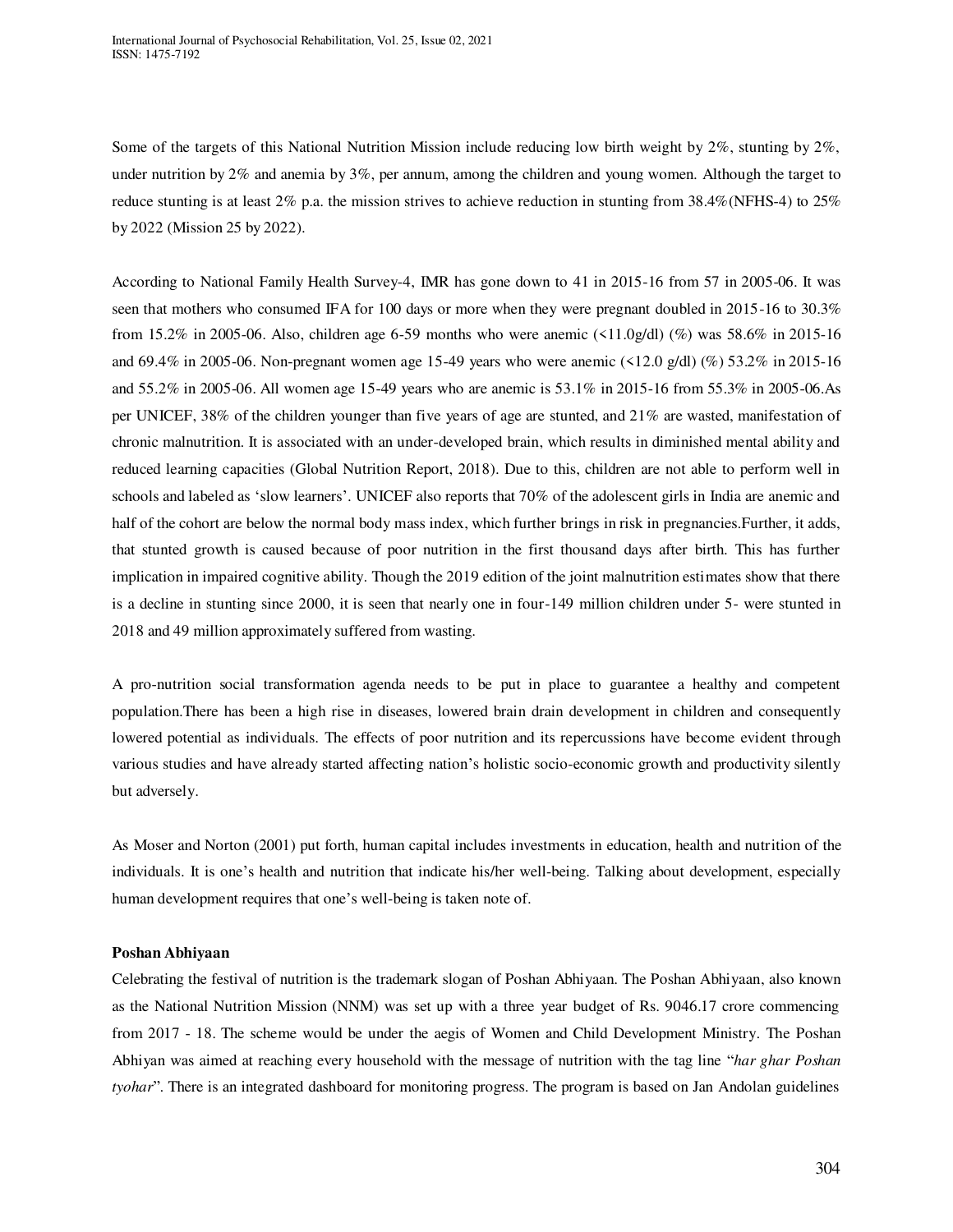Some of the targets of this National Nutrition Mission include reducing low birth weight by 2%, stunting by 2%, under nutrition by 2% and anemia by 3%, per annum, among the children and young women. Although the target to reduce stunting is at least 2% p.a. the mission strives to achieve reduction in stunting from 38.4%(NFHS-4) to 25% by 2022 (Mission 25 by 2022).

According to National Family Health Survey-4, IMR has gone down to 41 in 2015-16 from 57 in 2005-06. It was seen that mothers who consumed IFA for 100 days or more when they were pregnant doubled in 2015-16 to 30.3% from 15.2% in 2005-06. Also, children age 6-59 months who were anemic (<11.0g/dl) (%) was 58.6% in 2015-16 and 69.4% in 2005-06. Non-pregnant women age 15-49 years who were anemic (<12.0 g/dl) (%) 53.2% in 2015-16 and 55.2% in 2005-06. All women age 15-49 years who are anemic is 53.1% in 2015-16 from 55.3% in 2005-06.As per UNICEF, 38% of the children younger than five years of age are stunted, and 21% are wasted, manifestation of chronic malnutrition. It is associated with an under-developed brain, which results in diminished mental ability and reduced learning capacities (Global Nutrition Report, 2018). Due to this, children are not able to perform well in schools and labeled as 'slow learners'. UNICEF also reports that 70% of the adolescent girls in India are anemic and half of the cohort are below the normal body mass index, which further brings in risk in pregnancies.Further, it adds, that stunted growth is caused because of poor nutrition in the first thousand days after birth. This has further implication in impaired cognitive ability. Though the 2019 edition of the joint malnutrition estimates show that there is a decline in stunting since 2000, it is seen that nearly one in four-149 million children under 5- were stunted in 2018 and 49 million approximately suffered from wasting.

A pro-nutrition social transformation agenda needs to be put in place to guarantee a healthy and competent population.There has been a high rise in diseases, lowered brain drain development in children and consequently lowered potential as individuals. The effects of poor nutrition and its repercussions have become evident through various studies and have already started affecting nation's holistic socio-economic growth and productivity silently but adversely.

As Moser and Norton (2001) put forth, human capital includes investments in education, health and nutrition of the individuals. It is one's health and nutrition that indicate his/her well-being. Talking about development, especially human development requires that one's well-being is taken note of.

**Poshan Abhiyaan**

Celebrating the festival of nutrition is the trademark slogan of Poshan Abhiyaan. The Poshan Abhiyaan, also known as the National Nutrition Mission (NNM) was set up with a three year budget of Rs. 9046.17 crore commencing from 2017 - 18. The scheme would be under the aegis of Women and Child Development Ministry. The Poshan Abhiyan was aimed at reaching every household with the message of nutrition with the tag line "*har ghar Poshan tyohar*". There is an integrated dashboard for monitoring progress. The program is based on Jan Andolan guidelines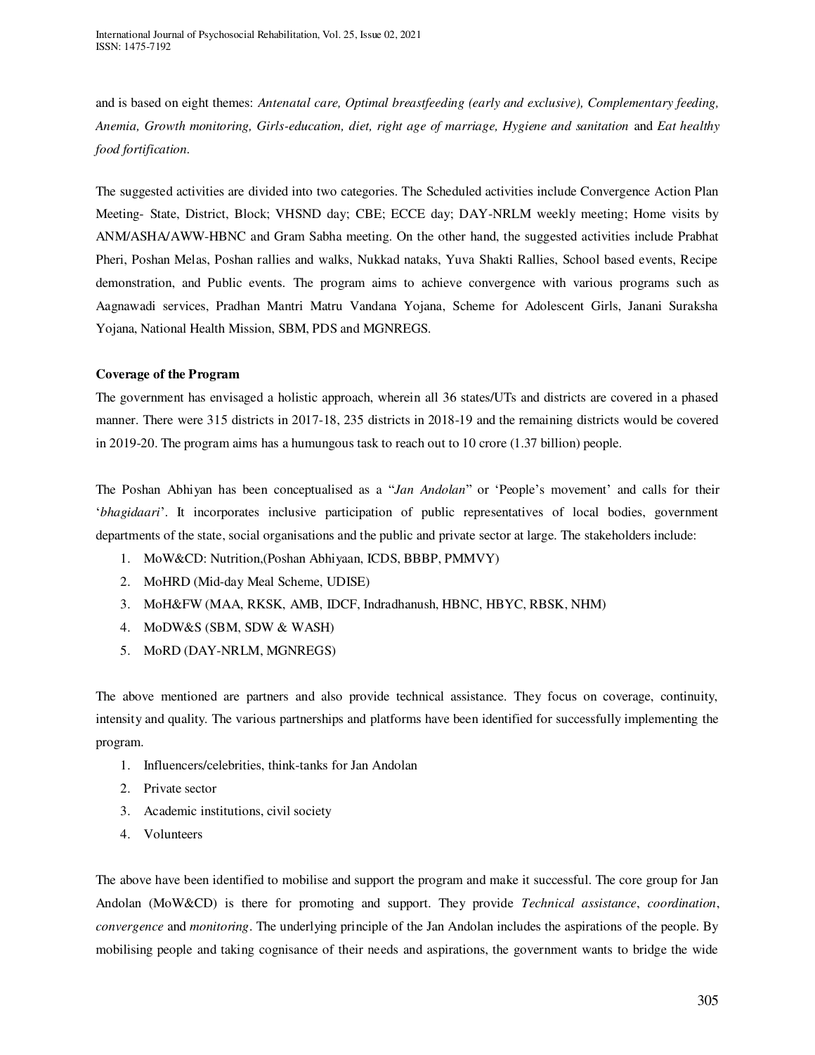and is based on eight themes: *Antenatal care, Optimal breastfeeding (early and exclusive), Complementary feeding, Anemia, Growth monitoring, Girls-education, diet, right age of marriage, Hygiene and sanitation* and *Eat healthy food fortification*.

The suggested activities are divided into two categories. The Scheduled activities include Convergence Action Plan Meeting- State, District, Block; VHSND day; CBE; ECCE day; DAY-NRLM weekly meeting; Home visits by ANM/ASHA/AWW-HBNC and Gram Sabha meeting. On the other hand, the suggested activities include Prabhat Pheri, Poshan Melas, Poshan rallies and walks, Nukkad nataks, Yuva Shakti Rallies, School based events, Recipe demonstration, and Public events. The program aims to achieve convergence with various programs such as Aagnawadi services, Pradhan Mantri Matru Vandana Yojana, Scheme for Adolescent Girls, Janani Suraksha Yojana, National Health Mission, SBM, PDS and MGNREGS.

**Coverage of the Program**

The government has envisaged a holistic approach, wherein all 36 states/UTs and districts are covered in a phased manner. There were 315 districts in 2017-18, 235 districts in 2018-19 and the remaining districts would be covered in 2019-20. The program aims has a humungous task to reach out to 10 crore (1.37 billion) people.

The Poshan Abhiyan has been conceptualised as a "*Jan Andolan*" or 'People's movement' and calls for their '*bhagidaari*'. It incorporates inclusive participation of public representatives of local bodies, government departments of the state, social organisations and the public and private sector at large. The stakeholders include:

1. MoW&CD: Nutrition,(Poshan Abhiyaan, ICDS, BBBP, PMMVY)
2. MoHRD (Mid-day Meal Scheme, UDISE)
3. MoH&FW (MAA, RKSK, AMB, IDCF, Indradhanush, HBNC, HBYC, RBSK, NHM)
4. MoDW&S (SBM, SDW & WASH)
5. MoRD (DAY-NRLM, MGNREGS)

The above mentioned are partners and also provide technical assistance. They focus on coverage, continuity, intensity and quality. The various partnerships and platforms have been identified for successfully implementing the program.

1. Influencers/celebrities, think-tanks for Jan Andolan
2. Private sector
3. Academic institutions, civil society
4. Volunteers

The above have been identified to mobilise and support the program and make it successful. The core group for Jan Andolan (MoW&CD) is there for promoting and support. They provide *Technical assistance*, *coordination*, *convergence* and *monitoring*. The underlying principle of the Jan Andolan includes the aspirations of the people. By mobilising people and taking cognisance of their needs and aspirations, the government wants to bridge the wide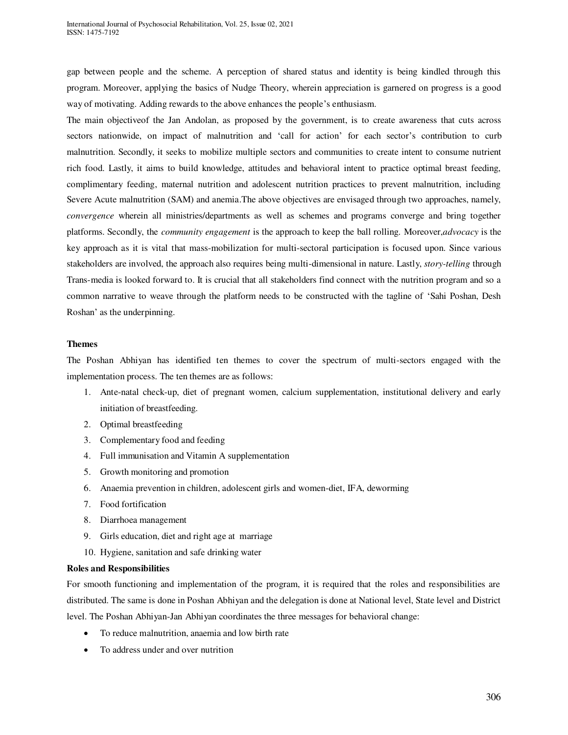gap between people and the scheme. A perception of shared status and identity is being kindled through this program. Moreover, applying the basics of Nudge Theory, wherein appreciation is garnered on progress is a good way of motivating. Adding rewards to the above enhances the people's enthusiasm.

The main objectiveof the Jan Andolan, as proposed by the government, is to create awareness that cuts across sectors nationwide, on impact of malnutrition and 'call for action' for each sector's contribution to curb malnutrition. Secondly, it seeks to mobilize multiple sectors and communities to create intent to consume nutrient rich food. Lastly, it aims to build knowledge, attitudes and behavioral intent to practice optimal breast feeding, complimentary feeding, maternal nutrition and adolescent nutrition practices to prevent malnutrition, including Severe Acute malnutrition (SAM) and anemia.The above objectives are envisaged through two approaches, namely, *convergence* wherein all ministries/departments as well as schemes and programs converge and bring together platforms. Secondly, the *community engagement* is the approach to keep the ball rolling. Moreover,*advocacy* is the key approach as it is vital that mass-mobilization for multi-sectoral participation is focused upon. Since various stakeholders are involved, the approach also requires being multi-dimensional in nature. Lastly, *story-telling* through Trans-media is looked forward to. It is crucial that all stakeholders find connect with the nutrition program and so a common narrative to weave through the platform needs to be constructed with the tagline of 'Sahi Poshan, Desh Roshan' as the underpinning.

**Themes**

The Poshan Abhiyan has identified ten themes to cover the spectrum of multi-sectors engaged with the implementation process. The ten themes are as follows:

1. Ante-natal check-up, diet of pregnant women, calcium supplementation, institutional delivery and early initiation of breastfeeding.
2. Optimal breastfeeding
3. Complementary food and feeding
4. Full immunisation and Vitamin A supplementation
5. Growth monitoring and promotion
6. Anaemia prevention in children, adolescent girls and women-diet, IFA, deworming
7. Food fortification
8. Diarrhoea management
9. Girls education, diet and right age at marriage
10. Hygiene, sanitation and safe drinking water

**Roles and Responsibilities**

For smooth functioning and implementation of the program, it is required that the roles and responsibilities are distributed. The same is done in Poshan Abhiyan and the delegation is done at National level, State level and District level. The Poshan Abhiyan-Jan Abhiyan coordinates the three messages for behavioral change:

- To reduce malnutrition, anaemia and low birth rate
- To address under and over nutrition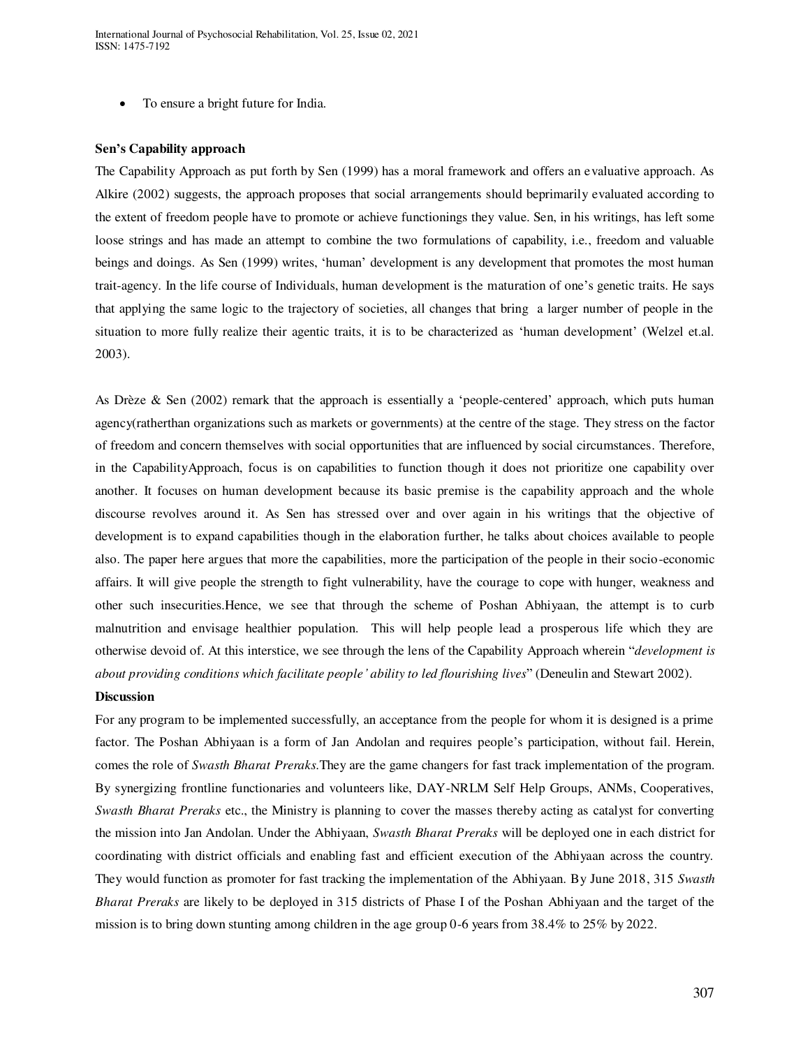- To ensure a bright future for India.

**Sen's Capability approach**

The Capability Approach as put forth by Sen (1999) has a moral framework and offers an evaluative approach. As Alkire (2002) suggests, the approach proposes that social arrangements should beprimarily evaluated according to the extent of freedom people have to promote or achieve functionings they value. Sen, in his writings, has left some loose strings and has made an attempt to combine the two formulations of capability, i.e., freedom and valuable beings and doings. As Sen (1999) writes, 'human' development is any development that promotes the most human trait-agency. In the life course of Individuals, human development is the maturation of one's genetic traits. He says that applying the same logic to the trajectory of societies, all changes that bring a larger number of people in the situation to more fully realize their agentic traits, it is to be characterized as 'human development' (Welzel et.al. 2003).

As Drèze & Sen (2002) remark that the approach is essentially a 'people-centered' approach, which puts human agency(ratherthan organizations such as markets or governments) at the centre of the stage. They stress on the factor of freedom and concern themselves with social opportunities that are influenced by social circumstances. Therefore, in the CapabilityApproach, focus is on capabilities to function though it does not prioritize one capability over another. It focuses on human development because its basic premise is the capability approach and the whole discourse revolves around it. As Sen has stressed over and over again in his writings that the objective of development is to expand capabilities though in the elaboration further, he talks about choices available to people also. The paper here argues that more the capabilities, more the participation of the people in their socio-economic affairs. It will give people the strength to fight vulnerability, have the courage to cope with hunger, weakness and other such insecurities.Hence, we see that through the scheme of Poshan Abhiyaan, the attempt is to curb malnutrition and envisage healthier population. This will help people lead a prosperous life which they are otherwise devoid of. At this interstice, we see through the lens of the Capability Approach wherein "*development is about providing conditions which facilitate people' ability to led flourishing lives*" (Deneulin and Stewart 2002).

**Discussion**

For any program to be implemented successfully, an acceptance from the people for whom it is designed is a prime factor. The Poshan Abhiyaan is a form of Jan Andolan and requires people's participation, without fail. Herein, comes the role of *Swasth Bharat Preraks*.They are the game changers for fast track implementation of the program. By synergizing frontline functionaries and volunteers like, DAY-NRLM Self Help Groups, ANMs, Cooperatives, *Swasth Bharat Preraks* etc., the Ministry is planning to cover the masses thereby acting as catalyst for converting the mission into Jan Andolan. Under the Abhiyaan, *Swasth Bharat Preraks* will be deployed one in each district for coordinating with district officials and enabling fast and efficient execution of the Abhiyaan across the country. They would function as promoter for fast tracking the implementation of the Abhiyaan. By June 2018, 315 *Swasth Bharat Preraks* are likely to be deployed in 315 districts of Phase I of the Poshan Abhiyaan and the target of the mission is to bring down stunting among children in the age group 0-6 years from 38.4% to 25% by 2022.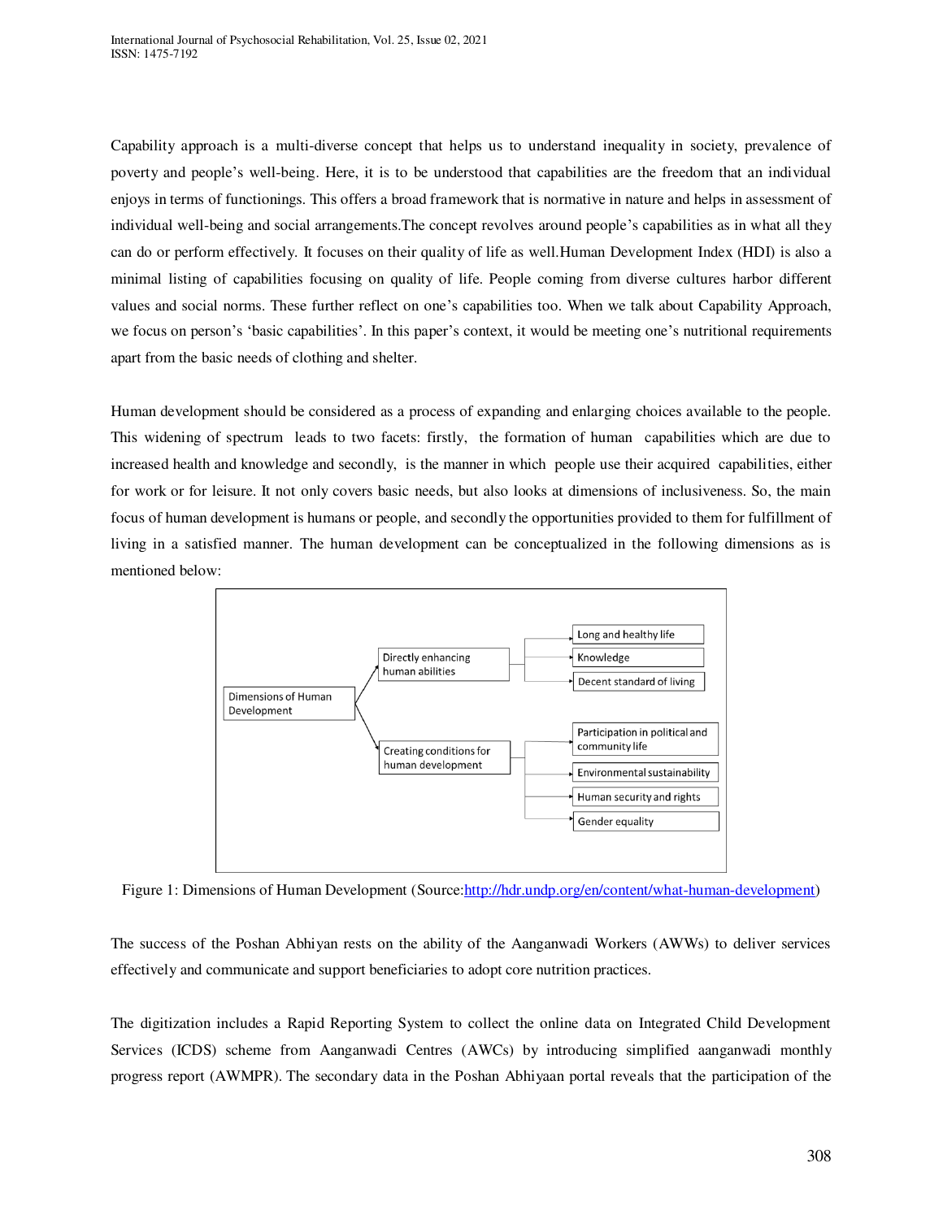Capability approach is a multi-diverse concept that helps us to understand inequality in society, prevalence of poverty and people's well-being. Here, it is to be understood that capabilities are the freedom that an individual enjoys in terms of functionings. This offers a broad framework that is normative in nature and helps in assessment of individual well-being and social arrangements.The concept revolves around people's capabilities as in what all they can do or perform effectively. It focuses on their quality of life as well.Human Development Index (HDI) is also a minimal listing of capabilities focusing on quality of life. People coming from diverse cultures harbor different values and social norms. These further reflect on one's capabilities too. When we talk about Capability Approach, we focus on person's 'basic capabilities'. In this paper's context, it would be meeting one's nutritional requirements apart from the basic needs of clothing and shelter.

Human development should be considered as a process of expanding and enlarging choices available to the people. This widening of spectrum leads to two facets: firstly, the formation of human capabilities which are due to increased health and knowledge and secondly, is the manner in which people use their acquired capabilities, either for work or for leisure. It not only covers basic needs, but also looks at dimensions of inclusiveness. So, the main focus of human development is humans or people, and secondly the opportunities provided to them for fulfillment of living in a satisfied manner. The human development can be conceptualized in the following dimensions as is mentioned below:

- Dimensions of Human Development
  - Directly enhancing human abilities
    - Long and healthy life
    - Knowledge
    - Decent standard of living
  - Creating conditions for human development
    - Participation in political and community life
    - Environmental sustainability
    - Human security and rights
    - Gender equality

Figure 1: Dimensions of Human Development (Source:http://hdr.undp.org/en/content/what-human-development)

The success of the Poshan Abhiyan rests on the ability of the Aanganwadi Workers (AWWs) to deliver services effectively and communicate and support beneficiaries to adopt core nutrition practices.

The digitization includes a Rapid Reporting System to collect the online data on Integrated Child Development Services (ICDS) scheme from Aanganwadi Centres (AWCs) by introducing simplified aanganwadi monthly progress report (AWMPR). The secondary data in the Poshan Abhiyaan portal reveals that the participation of the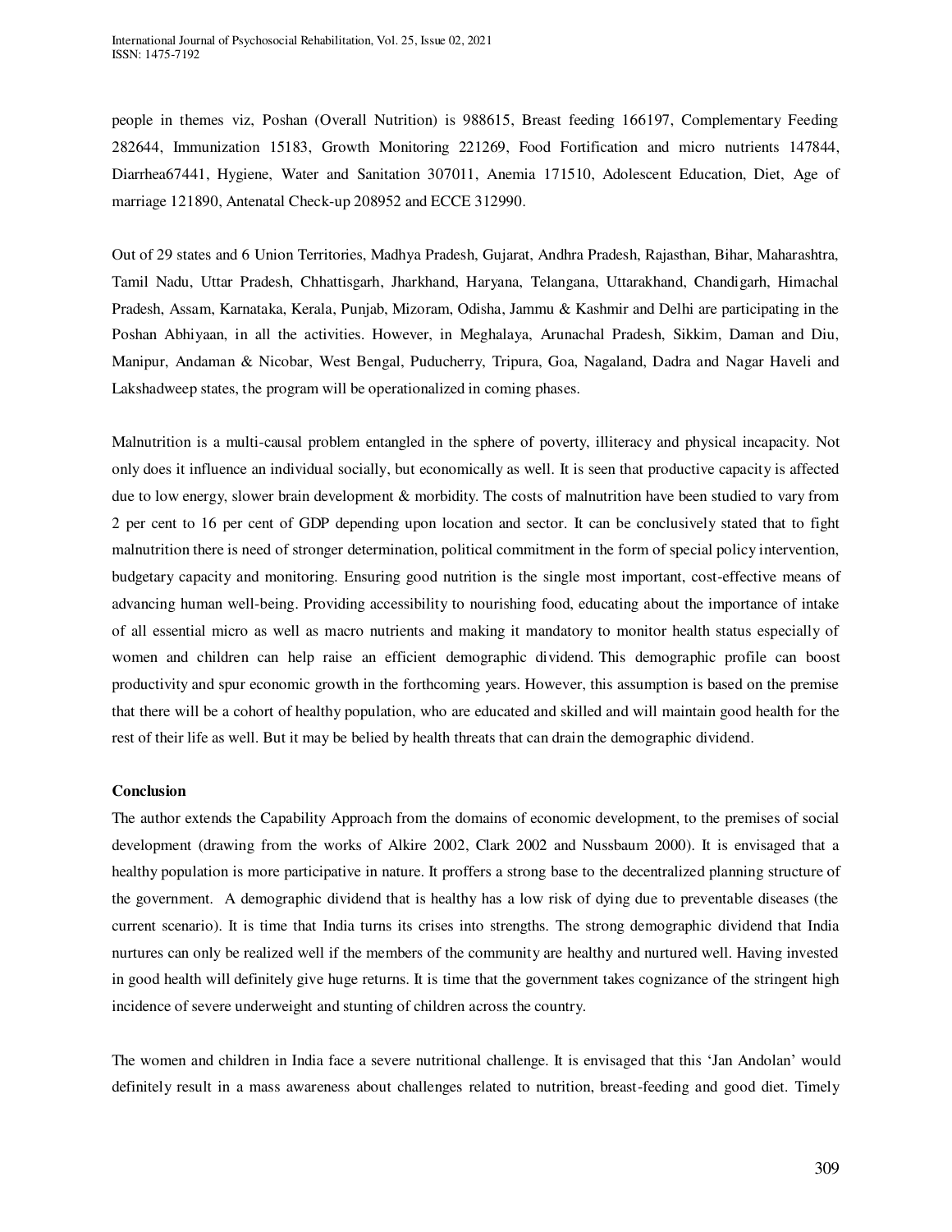people in themes viz, Poshan (Overall Nutrition) is 988615, Breast feeding 166197, Complementary Feeding 282644, Immunization 15183, Growth Monitoring 221269, Food Fortification and micro nutrients 147844, Diarrhea67441, Hygiene, Water and Sanitation 307011, Anemia 171510, Adolescent Education, Diet, Age of marriage 121890, Antenatal Check-up 208952 and ECCE 312990.

Out of 29 states and 6 Union Territories, Madhya Pradesh, Gujarat, Andhra Pradesh, Rajasthan, Bihar, Maharashtra, Tamil Nadu, Uttar Pradesh, Chhattisgarh, Jharkhand, Haryana, Telangana, Uttarakhand, Chandigarh, Himachal Pradesh, Assam, Karnataka, Kerala, Punjab, Mizoram, Odisha, Jammu & Kashmir and Delhi are participating in the Poshan Abhiyaan, in all the activities. However, in Meghalaya, Arunachal Pradesh, Sikkim, Daman and Diu, Manipur, Andaman & Nicobar, West Bengal, Puducherry, Tripura, Goa, Nagaland, Dadra and Nagar Haveli and Lakshadweep states, the program will be operationalized in coming phases.

Malnutrition is a multi-causal problem entangled in the sphere of poverty, illiteracy and physical incapacity. Not only does it influence an individual socially, but economically as well. It is seen that productive capacity is affected due to low energy, slower brain development & morbidity. The costs of malnutrition have been studied to vary from 2 per cent to 16 per cent of GDP depending upon location and sector. It can be conclusively stated that to fight malnutrition there is need of stronger determination, political commitment in the form of special policy intervention, budgetary capacity and monitoring. Ensuring good nutrition is the single most important, cost-effective means of advancing human well-being. Providing accessibility to nourishing food, educating about the importance of intake of all essential micro as well as macro nutrients and making it mandatory to monitor health status especially of women and children can help raise an efficient demographic dividend. This demographic profile can boost productivity and spur economic growth in the forthcoming years. However, this assumption is based on the premise that there will be a cohort of healthy population, who are educated and skilled and will maintain good health for the rest of their life as well. But it may be belied by health threats that can drain the demographic dividend.

**Conclusion**

The author extends the Capability Approach from the domains of economic development, to the premises of social development (drawing from the works of Alkire 2002, Clark 2002 and Nussbaum 2000). It is envisaged that a healthy population is more participative in nature. It proffers a strong base to the decentralized planning structure of the government. A demographic dividend that is healthy has a low risk of dying due to preventable diseases (the current scenario). It is time that India turns its crises into strengths. The strong demographic dividend that India nurtures can only be realized well if the members of the community are healthy and nurtured well. Having invested in good health will definitely give huge returns. It is time that the government takes cognizance of the stringent high incidence of severe underweight and stunting of children across the country.

The women and children in India face a severe nutritional challenge. It is envisaged that this 'Jan Andolan' would definitely result in a mass awareness about challenges related to nutrition, breast-feeding and good diet. Timely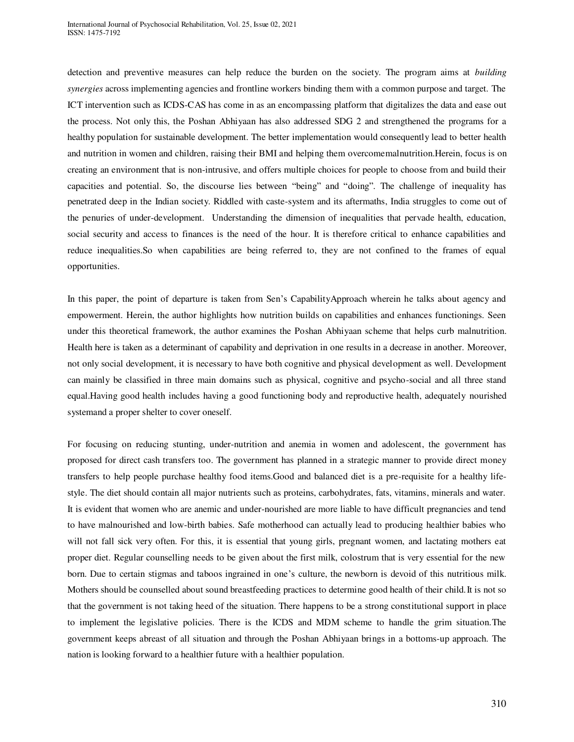detection and preventive measures can help reduce the burden on the society. The program aims at *building synergies* across implementing agencies and frontline workers binding them with a common purpose and target. The ICT intervention such as ICDS-CAS has come in as an encompassing platform that digitalizes the data and ease out the process. Not only this, the Poshan Abhiyaan has also addressed SDG 2 and strengthened the programs for a healthy population for sustainable development. The better implementation would consequently lead to better health and nutrition in women and children, raising their BMI and helping them overcomemalnutrition.Herein, focus is on creating an environment that is non-intrusive, and offers multiple choices for people to choose from and build their capacities and potential. So, the discourse lies between "being" and "doing". The challenge of inequality has penetrated deep in the Indian society. Riddled with caste-system and its aftermaths, India struggles to come out of the penuries of under-development. Understanding the dimension of inequalities that pervade health, education, social security and access to finances is the need of the hour. It is therefore critical to enhance capabilities and reduce inequalities.So when capabilities are being referred to, they are not confined to the frames of equal opportunities.

In this paper, the point of departure is taken from Sen's CapabilityApproach wherein he talks about agency and empowerment. Herein, the author highlights how nutrition builds on capabilities and enhances functionings. Seen under this theoretical framework, the author examines the Poshan Abhiyaan scheme that helps curb malnutrition. Health here is taken as a determinant of capability and deprivation in one results in a decrease in another. Moreover, not only social development, it is necessary to have both cognitive and physical development as well. Development can mainly be classified in three main domains such as physical, cognitive and psycho-social and all three stand equal.Having good health includes having a good functioning body and reproductive health, adequately nourished systemand a proper shelter to cover oneself.

For focusing on reducing stunting, under-nutrition and anemia in women and adolescent, the government has proposed for direct cash transfers too. The government has planned in a strategic manner to provide direct money transfers to help people purchase healthy food items.Good and balanced diet is a pre-requisite for a healthy life-style. The diet should contain all major nutrients such as proteins, carbohydrates, fats, vitamins, minerals and water. It is evident that women who are anemic and under-nourished are more liable to have difficult pregnancies and tend to have malnourished and low-birth babies. Safe motherhood can actually lead to producing healthier babies who will not fall sick very often. For this, it is essential that young girls, pregnant women, and lactating mothers eat proper diet. Regular counselling needs to be given about the first milk, colostrum that is very essential for the new born. Due to certain stigmas and taboos ingrained in one's culture, the newborn is devoid of this nutritious milk. Mothers should be counselled about sound breastfeeding practices to determine good health of their child.It is not so that the government is not taking heed of the situation. There happens to be a strong constitutional support in place to implement the legislative policies. There is the ICDS and MDM scheme to handle the grim situation.The government keeps abreast of all situation and through the Poshan Abhiyaan brings in a bottoms-up approach. The nation is looking forward to a healthier future with a healthier population.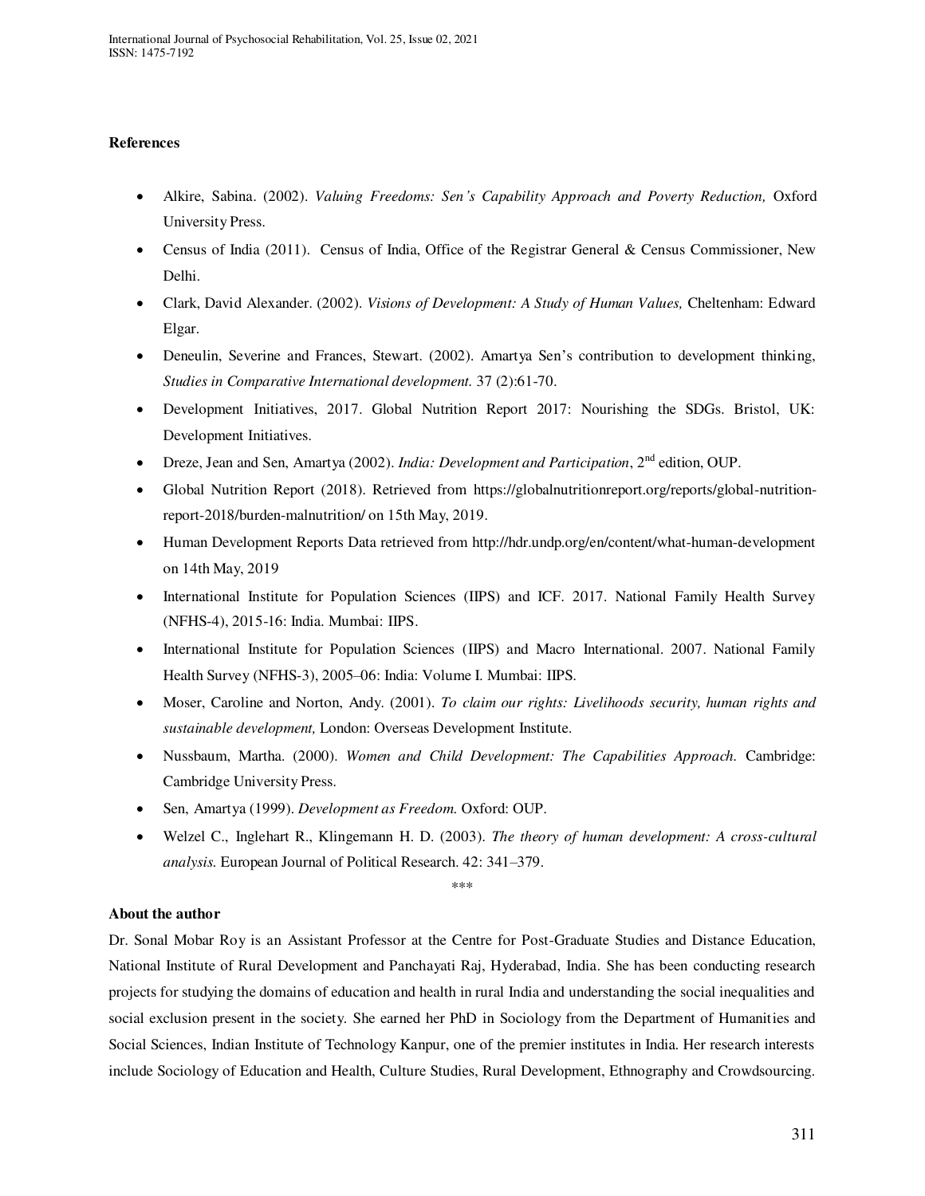**References**

- Alkire, Sabina. (2002). *Valuing Freedoms: Sen's Capability Approach and Poverty Reduction,* Oxford University Press.
- Census of India (2011). Census of India, Office of the Registrar General & Census Commissioner, New Delhi.
- Clark, David Alexander. (2002). *Visions of Development: A Study of Human Values,* Cheltenham: Edward Elgar.
- Deneulin, Severine and Frances, Stewart. (2002). Amartya Sen's contribution to development thinking, *Studies in Comparative International development.* 37 (2):61-70.
- Development Initiatives, 2017. Global Nutrition Report 2017: Nourishing the SDGs. Bristol, UK: Development Initiatives.
- Dreze, Jean and Sen, Amartya (2002). *India: Development and Participation*, 2nd edition, OUP.
- Global Nutrition Report (2018). Retrieved from https://globalnutritionreport.org/reports/global-nutrition-report-2018/burden-malnutrition/ on 15th May, 2019.
- Human Development Reports Data retrieved from http://hdr.undp.org/en/content/what-human-development on 14th May, 2019
- International Institute for Population Sciences (IIPS) and ICF. 2017. National Family Health Survey (NFHS-4), 2015-16: India. Mumbai: IIPS.
- International Institute for Population Sciences (IIPS) and Macro International. 2007. National Family Health Survey (NFHS-3), 2005–06: India: Volume I. Mumbai: IIPS.
- Moser, Caroline and Norton, Andy. (2001). *To claim our rights: Livelihoods security, human rights and sustainable development,* London: Overseas Development Institute.
- Nussbaum, Martha. (2000). *Women and Child Development: The Capabilities Approach.* Cambridge: Cambridge University Press.
- Sen, Amartya (1999). *Development as Freedom.* Oxford: OUP.
- Welzel C., Inglehart R., Klingemann H. D. (2003). *The theory of human development: A cross-cultural analysis.* European Journal of Political Research. 42: 341–379.

\*\*\*

**About the author**

Dr. Sonal Mobar Roy is an Assistant Professor at the Centre for Post-Graduate Studies and Distance Education, National Institute of Rural Development and Panchayati Raj, Hyderabad, India. She has been conducting research projects for studying the domains of education and health in rural India and understanding the social inequalities and social exclusion present in the society. She earned her PhD in Sociology from the Department of Humanities and Social Sciences, Indian Institute of Technology Kanpur, one of the premier institutes in India. Her research interests include Sociology of Education and Health, Culture Studies, Rural Development, Ethnography and Crowdsourcing.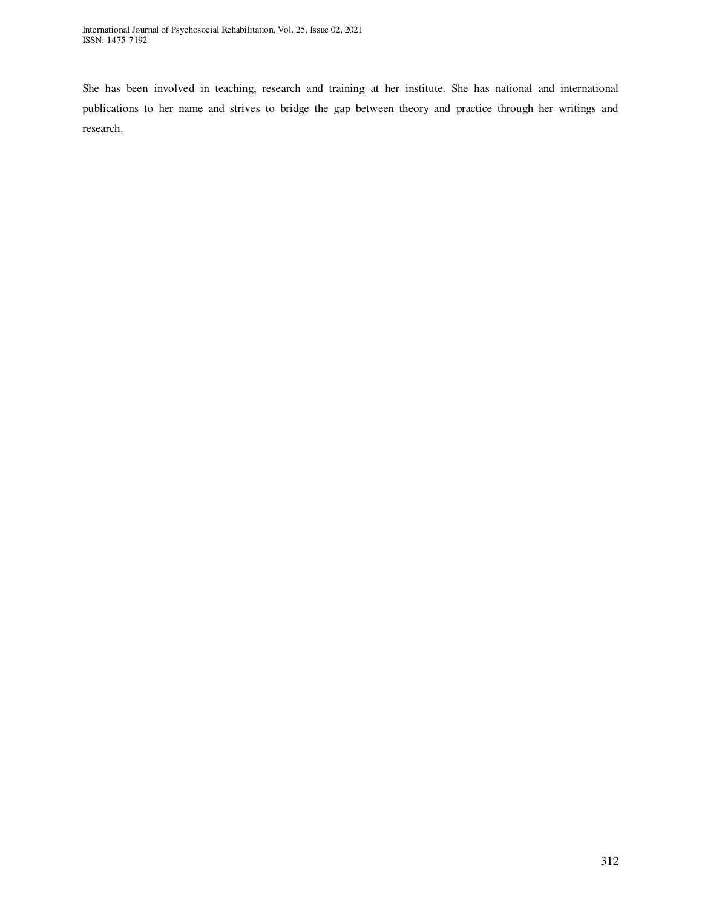She has been involved in teaching, research and training at her institute. She has national and international publications to her name and strives to bridge the gap between theory and practice through her writings and research.